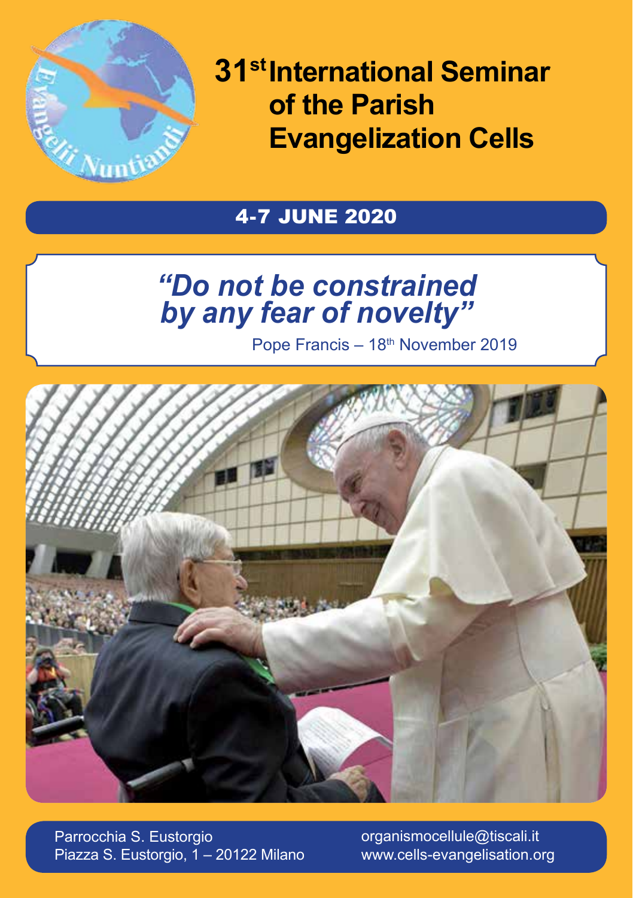# 31st International Seminar of the Parish Evangelization Cells

## 4-7 JUNE 2020

*"Do not be constrained by any fear of novelty"*

Pope Francis – 18th November 2019

Parrocchia S. Eustorgio
Piazza S. Eustorgio, 1 – 20122 Milano

organismocellule@tiscali.it
www.cells-evangelisation.org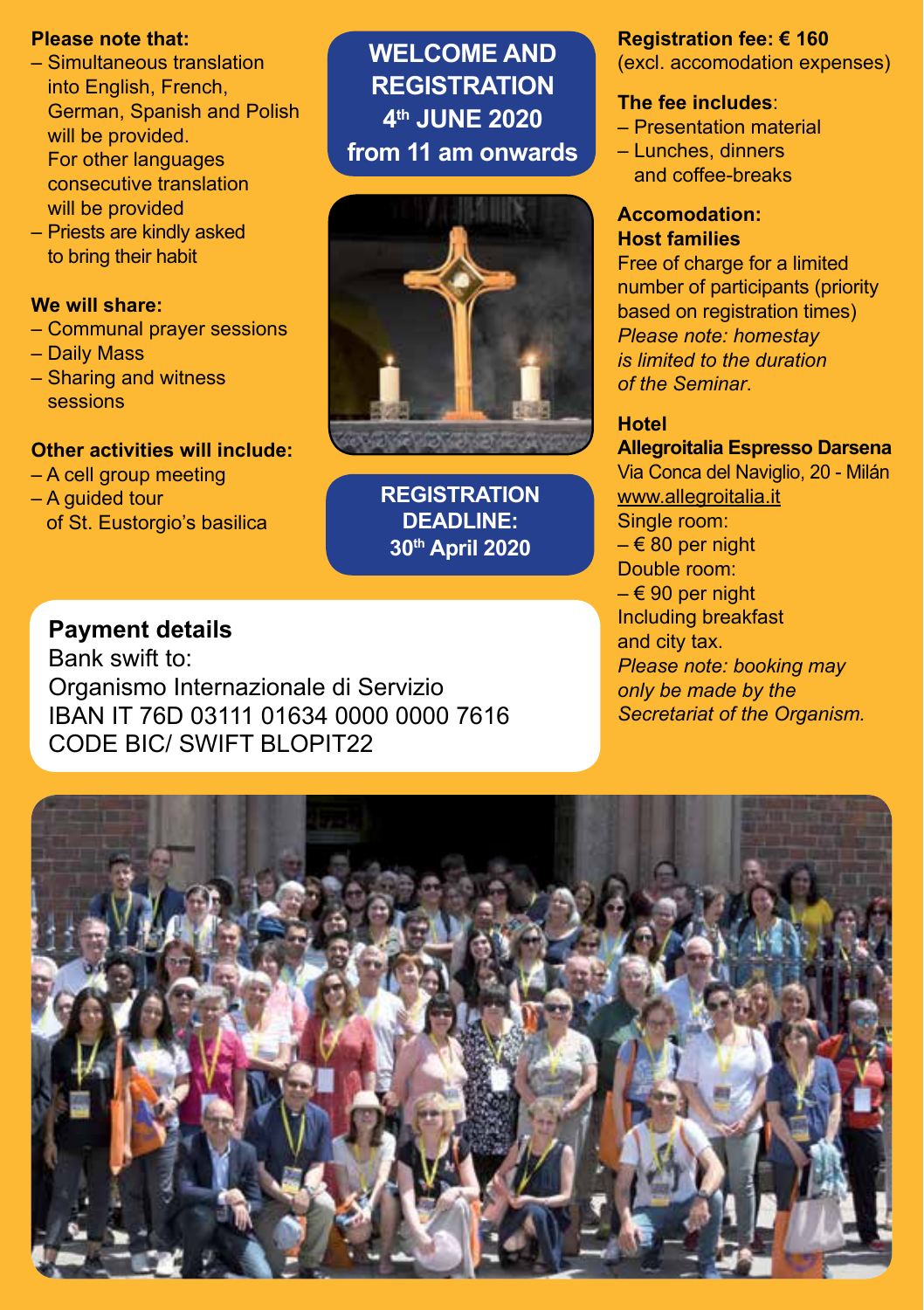**Please note that:**

- Simultaneous translation into English, French, German, Spanish and Polish will be provided. For other languages consecutive translation will be provided
- Priests are kindly asked to bring their habit

**We will share:**

- Communal prayer sessions
- Daily Mass
- Sharing and witness sessions

**Other activities will include:**

- A cell group meeting
- A guided tour of St. Eustorgio's basilica

## WELCOME AND REGISTRATION 4th JUNE 2020 from 11 am onwards

## REGISTRATION DEADLINE: 30th April 2020

**Payment details**

Bank swift to:
Organismo Internazionale di Servizio
IBAN IT 76D 03111 01634 0000 0000 7616
CODE BIC/ SWIFT BLOPIT22

**Registration fee: € 160**
(excl. accomodation expenses)

**The fee includes**:

- Presentation material
- Lunches, dinners and coffee-breaks

**Accomodation:**
**Host families**

Free of charge for a limited number of participants (priority based on registration times)
*Please note: homestay is limited to the duration of the Seminar*.

**Hotel**
**Allegroitalia Espresso Darsena**
Via Conca del Naviglio, 20 - Milán
www.allegroitalia.it
Single room:
– € 80 per night
Double room:
– € 90 per night
Including breakfast and city tax.
*Please note: booking may only be made by the Secretariat of the Organism.*